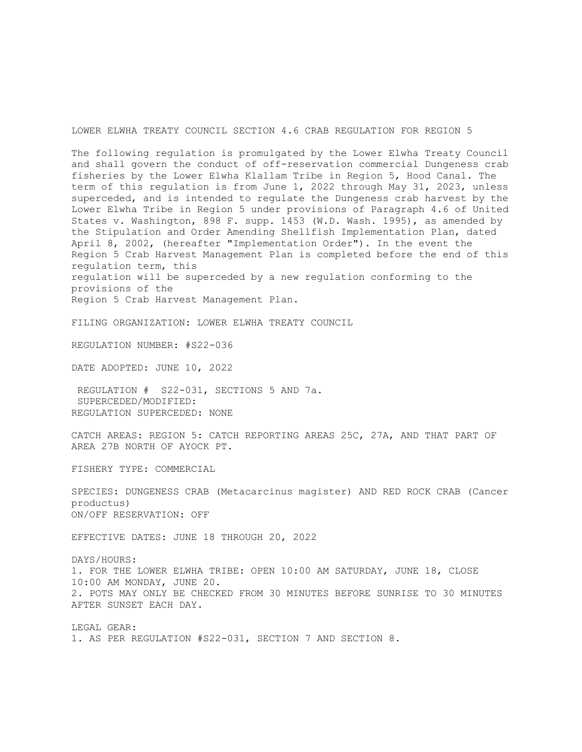LOWER ELWHA TREATY COUNCIL SECTION 4.6 CRAB REGULATION FOR REGION 5

The following regulation is promulgated by the Lower Elwha Treaty Council and shall govern the conduct of off-reservation commercial Dungeness crab fisheries by the Lower Elwha Klallam Tribe in Region 5, Hood Canal. The term of this regulation is from June 1, 2022 through May 31, 2023, unless superceded, and is intended to regulate the Dungeness crab harvest by the Lower Elwha Tribe in Region 5 under provisions of Paragraph 4.6 of United States v. Washington, 898 F. supp. 1453 (W.D. Wash. 1995), as amended by the Stipulation and Order Amending Shellfish Implementation Plan, dated April 8, 2002, (hereafter "Implementation Order"). In the event the Region 5 Crab Harvest Management Plan is completed before the end of this regulation term, this regulation will be superceded by a new regulation conforming to the provisions of the Region 5 Crab Harvest Management Plan.

FILING ORGANIZATION: LOWER ELWHA TREATY COUNCIL

REGULATION NUMBER: #S22-036

DATE ADOPTED: JUNE 10, 2022

REGULATION # S22-031, SECTIONS 5 AND 7a.
SUPERCEDED/MODIFIED:
REGULATION SUPERCEDED: NONE

CATCH AREAS: REGION 5: CATCH REPORTING AREAS 25C, 27A, AND THAT PART OF AREA 27B NORTH OF AYOCK PT.

FISHERY TYPE: COMMERCIAL

SPECIES: DUNGENESS CRAB (Metacarcinus magister) AND RED ROCK CRAB (Cancer productus)
ON/OFF RESERVATION: OFF

EFFECTIVE DATES: JUNE 18 THROUGH 20, 2022

DAYS/HOURS:
1. FOR THE LOWER ELWHA TRIBE: OPEN 10:00 AM SATURDAY, JUNE 18, CLOSE 10:00 AM MONDAY, JUNE 20.
2. POTS MAY ONLY BE CHECKED FROM 30 MINUTES BEFORE SUNRISE TO 30 MINUTES AFTER SUNSET EACH DAY.

LEGAL GEAR:
1. AS PER REGULATION #S22-031, SECTION 7 AND SECTION 8.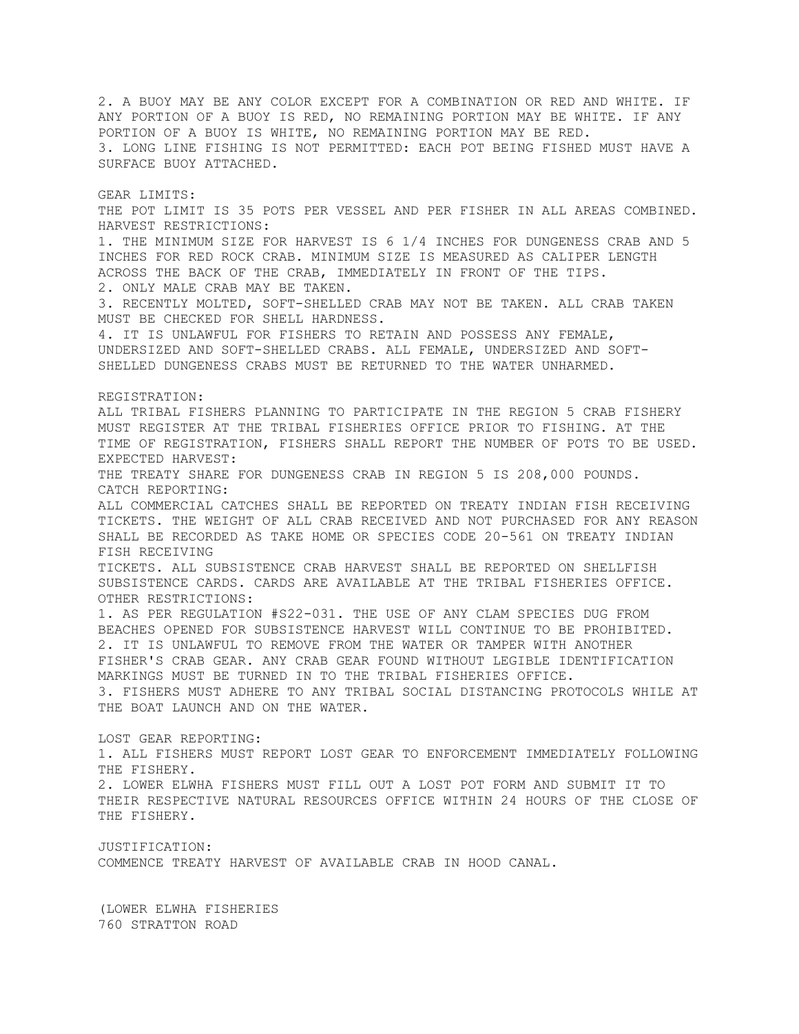2. A BUOY MAY BE ANY COLOR EXCEPT FOR A COMBINATION OR RED AND WHITE. IF ANY PORTION OF A BUOY IS RED, NO REMAINING PORTION MAY BE WHITE. IF ANY PORTION OF A BUOY IS WHITE, NO REMAINING PORTION MAY BE RED.
3. LONG LINE FISHING IS NOT PERMITTED: EACH POT BEING FISHED MUST HAVE A SURFACE BUOY ATTACHED.

GEAR LIMITS:
THE POT LIMIT IS 35 POTS PER VESSEL AND PER FISHER IN ALL AREAS COMBINED.

HARVEST RESTRICTIONS:
1. THE MINIMUM SIZE FOR HARVEST IS 6 1/4 INCHES FOR DUNGENESS CRAB AND 5 INCHES FOR RED ROCK CRAB. MINIMUM SIZE IS MEASURED AS CALIPER LENGTH ACROSS THE BACK OF THE CRAB, IMMEDIATELY IN FRONT OF THE TIPS.
2. ONLY MALE CRAB MAY BE TAKEN.
3. RECENTLY MOLTED, SOFT-SHELLED CRAB MAY NOT BE TAKEN. ALL CRAB TAKEN MUST BE CHECKED FOR SHELL HARDNESS.
4. IT IS UNLAWFUL FOR FISHERS TO RETAIN AND POSSESS ANY FEMALE, UNDERSIZED AND SOFT-SHELLED CRABS. ALL FEMALE, UNDERSIZED AND SOFT-SHELLED DUNGENESS CRABS MUST BE RETURNED TO THE WATER UNHARMED.

REGISTRATION:
ALL TRIBAL FISHERS PLANNING TO PARTICIPATE IN THE REGION 5 CRAB FISHERY MUST REGISTER AT THE TRIBAL FISHERIES OFFICE PRIOR TO FISHING. AT THE TIME OF REGISTRATION, FISHERS SHALL REPORT THE NUMBER OF POTS TO BE USED.

EXPECTED HARVEST:
THE TREATY SHARE FOR DUNGENESS CRAB IN REGION 5 IS 208,000 POUNDS.

CATCH REPORTING:
ALL COMMERCIAL CATCHES SHALL BE REPORTED ON TREATY INDIAN FISH RECEIVING TICKETS. THE WEIGHT OF ALL CRAB RECEIVED AND NOT PURCHASED FOR ANY REASON SHALL BE RECORDED AS TAKE HOME OR SPECIES CODE 20-561 ON TREATY INDIAN FISH RECEIVING TICKETS. ALL SUBSISTENCE CRAB HARVEST SHALL BE REPORTED ON SHELLFISH SUBSISTENCE CARDS. CARDS ARE AVAILABLE AT THE TRIBAL FISHERIES OFFICE.

OTHER RESTRICTIONS:
1. AS PER REGULATION #S22-031. THE USE OF ANY CLAM SPECIES DUG FROM BEACHES OPENED FOR SUBSISTENCE HARVEST WILL CONTINUE TO BE PROHIBITED.
2. IT IS UNLAWFUL TO REMOVE FROM THE WATER OR TAMPER WITH ANOTHER FISHER'S CRAB GEAR. ANY CRAB GEAR FOUND WITHOUT LEGIBLE IDENTIFICATION MARKINGS MUST BE TURNED IN TO THE TRIBAL FISHERIES OFFICE.
3. FISHERS MUST ADHERE TO ANY TRIBAL SOCIAL DISTANCING PROTOCOLS WHILE AT THE BOAT LAUNCH AND ON THE WATER.

LOST GEAR REPORTING:
1. ALL FISHERS MUST REPORT LOST GEAR TO ENFORCEMENT IMMEDIATELY FOLLOWING THE FISHERY.
2. LOWER ELWHA FISHERS MUST FILL OUT A LOST POT FORM AND SUBMIT IT TO THEIR RESPECTIVE NATURAL RESOURCES OFFICE WITHIN 24 HOURS OF THE CLOSE OF THE FISHERY.

JUSTIFICATION:
COMMENCE TREATY HARVEST OF AVAILABLE CRAB IN HOOD CANAL.

(LOWER ELWHA FISHERIES
760 STRATTON ROAD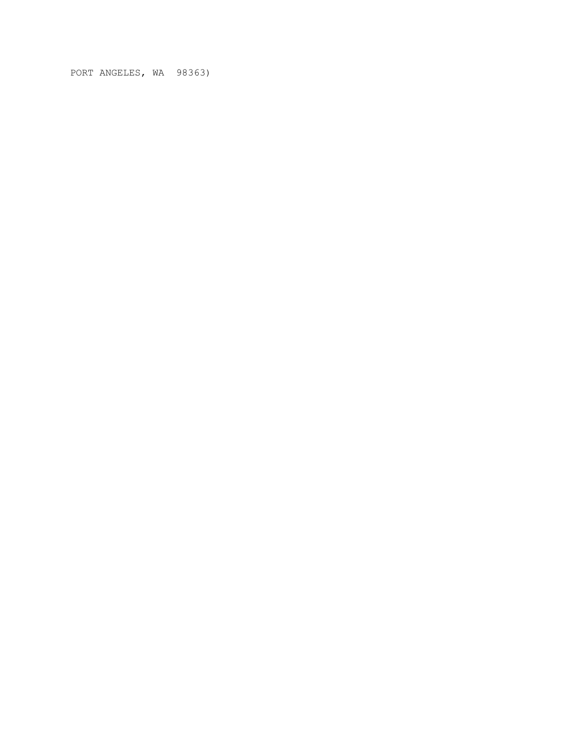PORT ANGELES, WA  98363)